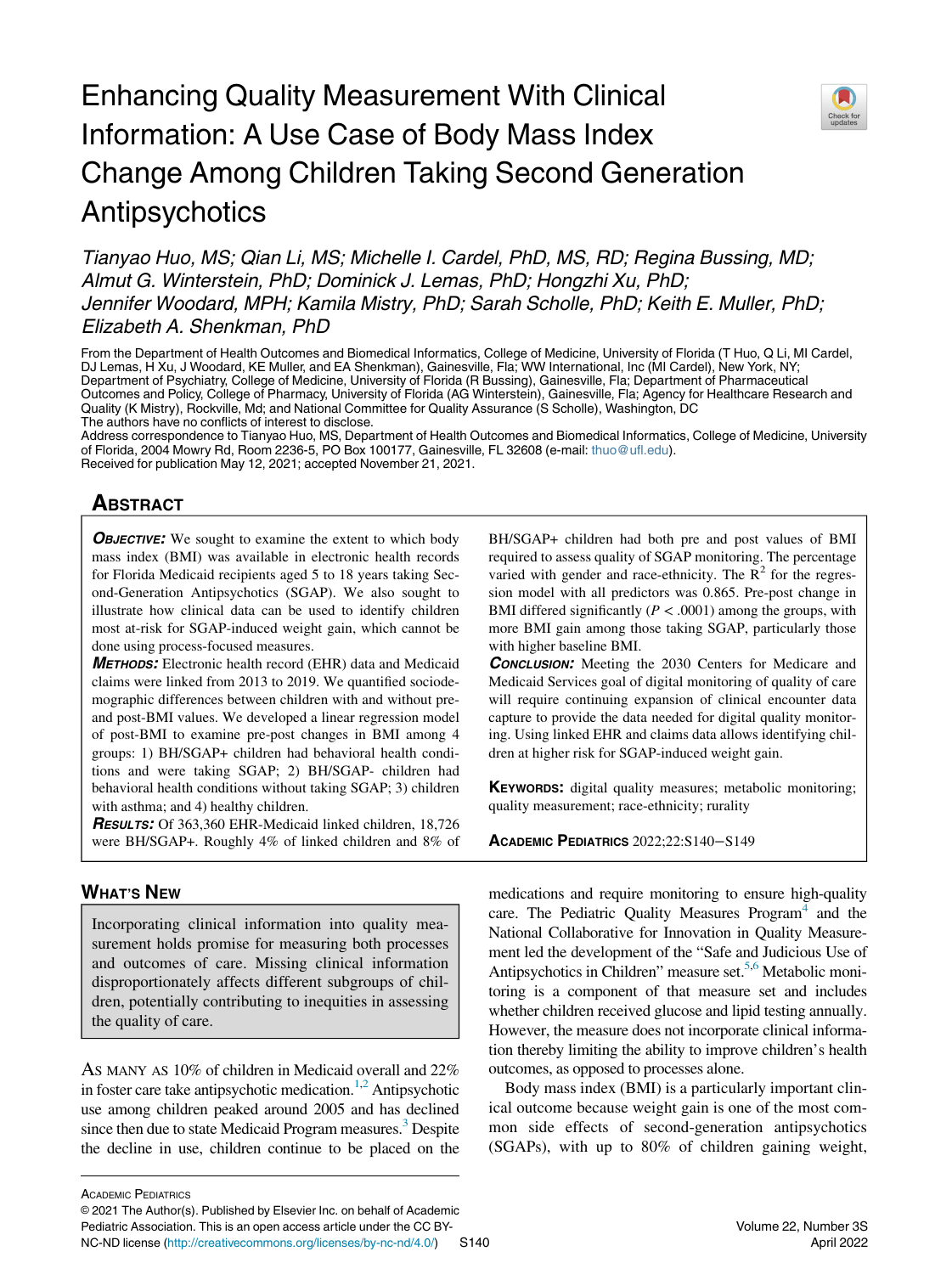# Enhancing Quality Measurement With Clinical Information: A Use Case of Body Mass Index Change Among Children Taking Second Generation Antipsychotics

*Tianyao Huo, MS; Qian Li, MS; Michelle I. Cardel, PhD, MS, RD; Regina Bussing, MD; Almut G. Winterstein, PhD; Dominick J. Lemas, PhD; Hongzhi Xu, PhD; Jennifer Woodard, MPH; Kamila Mistry, PhD; Sarah Scholle, PhD; Keith E. Muller, PhD; Elizabeth A. Shenkman, PhD*

From the Department of Health Outcomes and Biomedical Informatics, College of Medicine, University of Florida (T Huo, Q Li, MI Cardel, DJ Lemas, H Xu, J Woodard, KE Muller, and EA Shenkman), Gainesville, Fla; WW International, Inc (MI Cardel), New York, NY; Department of Psychiatry, College of Medicine, University of Florida (R Bussing), Gainesville, Fla; Department of Pharmaceutical Outcomes and Policy, College of Pharmacy, University of Florida (AG Winterstein), Gainesville, Fla; Agency for Healthcare Research and Quality (K Mistry), Rockville, Md; and National Committee for Quality Assurance (S Scholle), Washington, DC

The authors have no conflicts of interest to disclose.

Address correspondence to Tianyao Huo, MS, Department of Health Outcomes and Biomedical Informatics, College of Medicine, University of Florida, 2004 Mowry Rd, Room 2236-5, PO Box 100177, Gainesville, FL 32608 (e-mail: thuo@ufl.edu).

Received for publication May 12, 2021; accepted November 21, 2021.

## Abstract

***Objective:*** We sought to examine the extent to which body mass index (BMI) was available in electronic health records for Florida Medicaid recipients aged 5 to 18 years taking Second-Generation Antipsychotics (SGAP). We also sought to illustrate how clinical data can be used to identify children most at-risk for SGAP-induced weight gain, which cannot be done using process-focused measures.

***Methods:*** Electronic health record (EHR) data and Medicaid claims were linked from 2013 to 2019. We quantified sociodemographic differences between children with and without pre- and post-BMI values. We developed a linear regression model of post-BMI to examine pre-post changes in BMI among 4 groups: 1) BH/SGAP+ children had behavioral health conditions and were taking SGAP; 2) BH/SGAP- children had behavioral health conditions without taking SGAP; 3) children with asthma; and 4) healthy children.

***Results:*** Of 363,360 EHR-Medicaid linked children, 18,726 were BH/SGAP+. Roughly 4% of linked children and 8% of BH/SGAP+ children had both pre and post values of BMI required to assess quality of SGAP monitoring. The percentage varied with gender and race-ethnicity. The $R^2$ for the regression model with all predictors was 0.865. Pre-post change in BMI differed significantly ($P < .0001$) among the groups, with more BMI gain among those taking SGAP, particularly those with higher baseline BMI.

***Conclusion:*** Meeting the 2030 Centers for Medicare and Medicaid Services goal of digital monitoring of quality of care will require continuing expansion of clinical encounter data capture to provide the data needed for digital quality monitoring. Using linked EHR and claims data allows identifying children at higher risk for SGAP-induced weight gain.

**Keywords:** digital quality measures; metabolic monitoring; quality measurement; race-ethnicity; rurality

Academic Pediatrics 2022;22:S140−S149

## What's New

Incorporating clinical information into quality measurement holds promise for measuring both processes and outcomes of care. Missing clinical information disproportionately affects different subgroups of children, potentially contributing to inequities in assessing the quality of care.

As many as 10% of children in Medicaid overall and 22% in foster care take antipsychotic medication.[1,2] Antipsychotic use among children peaked around 2005 and has declined since then due to state Medicaid Program measures.[3] Despite the decline in use, children continue to be placed on the medications and require monitoring to ensure high-quality care. The Pediatric Quality Measures Program[4] and the National Collaborative for Innovation in Quality Measurement led the development of the "Safe and Judicious Use of Antipsychotics in Children" measure set.[5,6] Metabolic monitoring is a component of that measure set and includes whether children received glucose and lipid testing annually. However, the measure does not incorporate clinical information thereby limiting the ability to improve children's health outcomes, as opposed to processes alone.

Body mass index (BMI) is a particularly important clinical outcome because weight gain is one of the most common side effects of second-generation antipsychotics (SGAPs), with up to 80% of children gaining weight,

© 2021 The Author(s). Published by Elsevier Inc. on behalf of Academic Pediatric Association. This is an open access article under the CC BY-NC-ND license (http://creativecommons.org/licenses/by-nc-nd/4.0/)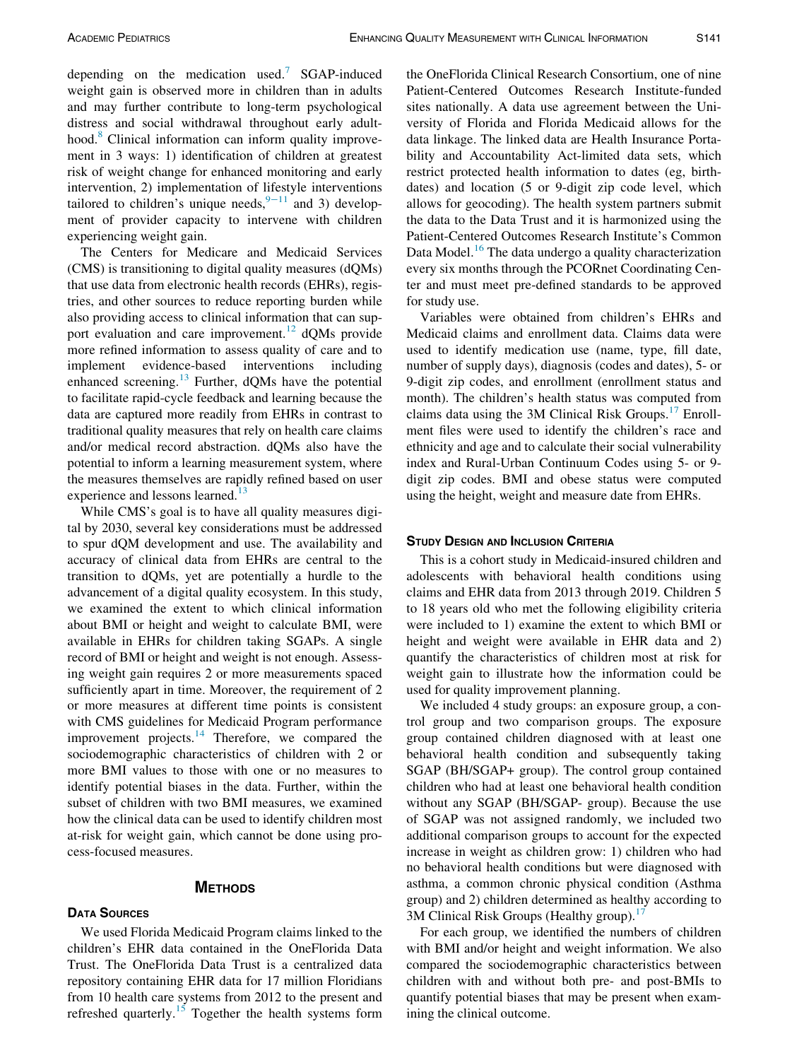depending on the medication used.[7] SGAP-induced weight gain is observed more in children than in adults and may further contribute to long-term psychological distress and social withdrawal throughout early adulthood.[8] Clinical information can inform quality improvement in 3 ways: 1) identification of children at greatest risk of weight change for enhanced monitoring and early intervention, 2) implementation of lifestyle interventions tailored to children's unique needs,[9–11] and 3) development of provider capacity to intervene with children experiencing weight gain.

The Centers for Medicare and Medicaid Services (CMS) is transitioning to digital quality measures (dQMs) that use data from electronic health records (EHRs), registries, and other sources to reduce reporting burden while also providing access to clinical information that can support evaluation and care improvement.[12] dQMs provide more refined information to assess quality of care and to implement evidence-based interventions including enhanced screening.[13] Further, dQMs have the potential to facilitate rapid-cycle feedback and learning because the data are captured more readily from EHRs in contrast to traditional quality measures that rely on health care claims and/or medical record abstraction. dQMs also have the potential to inform a learning measurement system, where the measures themselves are rapidly refined based on user experience and lessons learned.[13]

While CMS's goal is to have all quality measures digital by 2030, several key considerations must be addressed to spur dQM development and use. The availability and accuracy of clinical data from EHRs are central to the transition to dQMs, yet are potentially a hurdle to the advancement of a digital quality ecosystem. In this study, we examined the extent to which clinical information about BMI or height and weight to calculate BMI, were available in EHRs for children taking SGAPs. A single record of BMI or height and weight is not enough. Assessing weight gain requires 2 or more measurements spaced sufficiently apart in time. Moreover, the requirement of 2 or more measures at different time points is consistent with CMS guidelines for Medicaid Program performance improvement projects.[14] Therefore, we compared the sociodemographic characteristics of children with 2 or more BMI values to those with one or no measures to identify potential biases in the data. Further, within the subset of children with two BMI measures, we examined how the clinical data can be used to identify children most at-risk for weight gain, which cannot be done using process-focused measures.

## Methods

### Data Sources

We used Florida Medicaid Program claims linked to the children's EHR data contained in the OneFlorida Data Trust. The OneFlorida Data Trust is a centralized data repository containing EHR data for 17 million Floridians from 10 health care systems from 2012 to the present and refreshed quarterly.[15] Together the health systems form the OneFlorida Clinical Research Consortium, one of nine Patient-Centered Outcomes Research Institute-funded sites nationally. A data use agreement between the University of Florida and Florida Medicaid allows for the data linkage. The linked data are Health Insurance Portability and Accountability Act-limited data sets, which restrict protected health information to dates (eg, birthdates) and location (5 or 9-digit zip code level, which allows for geocoding). The health system partners submit the data to the Data Trust and it is harmonized using the Patient-Centered Outcomes Research Institute's Common Data Model.[16] The data undergo a quality characterization every six months through the PCORnet Coordinating Center and must meet pre-defined standards to be approved for study use.

Variables were obtained from children's EHRs and Medicaid claims and enrollment data. Claims data were used to identify medication use (name, type, fill date, number of supply days), diagnosis (codes and dates), 5- or 9-digit zip codes, and enrollment (enrollment status and month). The children's health status was computed from claims data using the 3M Clinical Risk Groups.[17] Enrollment files were used to identify the children's race and ethnicity and age and to calculate their social vulnerability index and Rural-Urban Continuum Codes using 5- or 9-digit zip codes. BMI and obese status were computed using the height, weight and measure date from EHRs.

### Study Design and Inclusion Criteria

This is a cohort study in Medicaid-insured children and adolescents with behavioral health conditions using claims and EHR data from 2013 through 2019. Children 5 to 18 years old who met the following eligibility criteria were included to 1) examine the extent to which BMI or height and weight were available in EHR data and 2) quantify the characteristics of children most at risk for weight gain to illustrate how the information could be used for quality improvement planning.

We included 4 study groups: an exposure group, a control group and two comparison groups. The exposure group contained children diagnosed with at least one behavioral health condition and subsequently taking SGAP (BH/SGAP+ group). The control group contained children who had at least one behavioral health condition without any SGAP (BH/SGAP- group). Because the use of SGAP was not assigned randomly, we included two additional comparison groups to account for the expected increase in weight as children grow: 1) children who had no behavioral health conditions but were diagnosed with asthma, a common chronic physical condition (Asthma group) and 2) children determined as healthy according to 3M Clinical Risk Groups (Healthy group).[17]

For each group, we identified the numbers of children with BMI and/or height and weight information. We also compared the sociodemographic characteristics between children with and without both pre- and post-BMIs to quantify potential biases that may be present when examining the clinical outcome.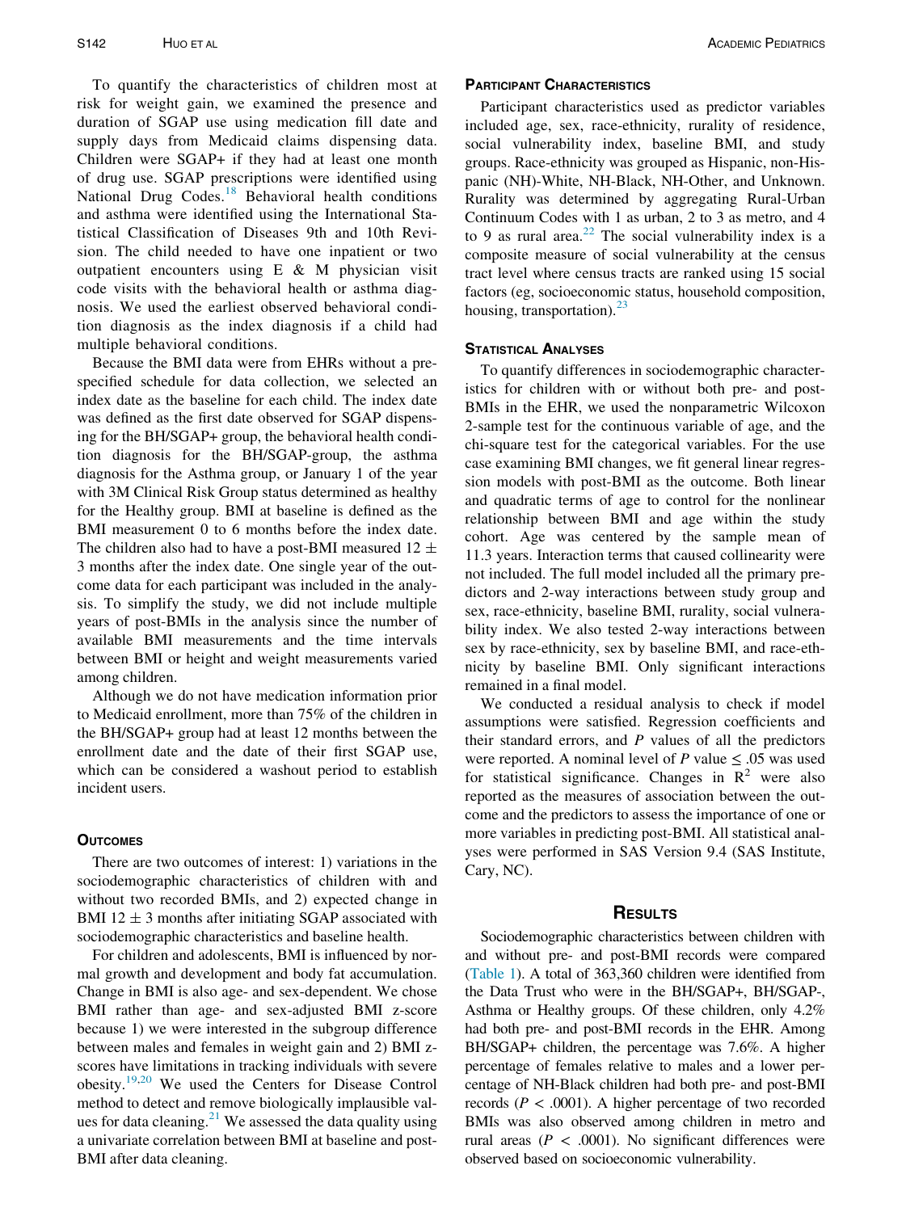To quantify the characteristics of children most at risk for weight gain, we examined the presence and duration of SGAP use using medication fill date and supply days from Medicaid claims dispensing data. Children were SGAP+ if they had at least one month of drug use. SGAP prescriptions were identified using National Drug Codes.[18] Behavioral health conditions and asthma were identified using the International Statistical Classification of Diseases 9th and 10th Revision. The child needed to have one inpatient or two outpatient encounters using E & M physician visit code visits with the behavioral health or asthma diagnosis. We used the earliest observed behavioral condition diagnosis as the index diagnosis if a child had multiple behavioral conditions.

Because the BMI data were from EHRs without a prespecified schedule for data collection, we selected an index date as the baseline for each child. The index date was defined as the first date observed for SGAP dispensing for the BH/SGAP+ group, the behavioral health condition diagnosis for the BH/SGAP-group, the asthma diagnosis for the Asthma group, or January 1 of the year with 3M Clinical Risk Group status determined as healthy for the Healthy group. BMI at baseline is defined as the BMI measurement 0 to 6 months before the index date. The children also had to have a post-BMI measured 12 ± 3 months after the index date. One single year of the outcome data for each participant was included in the analysis. To simplify the study, we did not include multiple years of post-BMIs in the analysis since the number of available BMI measurements and the time intervals between BMI or height and weight measurements varied among children.

Although we do not have medication information prior to Medicaid enrollment, more than 75% of the children in the BH/SGAP+ group had at least 12 months between the enrollment date and the date of their first SGAP use, which can be considered a washout period to establish incident users.

## Outcomes

There are two outcomes of interest: 1) variations in the sociodemographic characteristics of children with and without two recorded BMIs, and 2) expected change in BMI 12 ± 3 months after initiating SGAP associated with sociodemographic characteristics and baseline health.

For children and adolescents, BMI is influenced by normal growth and development and body fat accumulation. Change in BMI is also age- and sex-dependent. We chose BMI rather than age- and sex-adjusted BMI z-score because 1) we were interested in the subgroup difference between males and females in weight gain and 2) BMI z-scores have limitations in tracking individuals with severe obesity.[19,20] We used the Centers for Disease Control method to detect and remove biologically implausible values for data cleaning.[21] We assessed the data quality using a univariate correlation between BMI at baseline and post-BMI after data cleaning.

## Participant Characteristics

Participant characteristics used as predictor variables included age, sex, race-ethnicity, rurality of residence, social vulnerability index, baseline BMI, and study groups. Race-ethnicity was grouped as Hispanic, non-Hispanic (NH)-White, NH-Black, NH-Other, and Unknown. Rurality was determined by aggregating Rural-Urban Continuum Codes with 1 as urban, 2 to 3 as metro, and 4 to 9 as rural area.[22] The social vulnerability index is a composite measure of social vulnerability at the census tract level where census tracts are ranked using 15 social factors (eg, socioeconomic status, household composition, housing, transportation).[23]

## Statistical Analyses

To quantify differences in sociodemographic characteristics for children with or without both pre- and post-BMIs in the EHR, we used the nonparametric Wilcoxon 2-sample test for the continuous variable of age, and the chi-square test for the categorical variables. For the use case examining BMI changes, we fit general linear regression models with post-BMI as the outcome. Both linear and quadratic terms of age to control for the nonlinear relationship between BMI and age within the study cohort. Age was centered by the sample mean of 11.3 years. Interaction terms that caused collinearity were not included. The full model included all the primary predictors and 2-way interactions between study group and sex, race-ethnicity, baseline BMI, rurality, social vulnerability index. We also tested 2-way interactions between sex by race-ethnicity, sex by baseline BMI, and race-ethnicity by baseline BMI. Only significant interactions remained in a final model.

We conducted a residual analysis to check if model assumptions were satisfied. Regression coefficients and their standard errors, and $P$ values of all the predictors were reported. A nominal level of $P$ value $\leq .05$ was used for statistical significance. Changes in $R^2$ were also reported as the measures of association between the outcome and the predictors to assess the importance of one or more variables in predicting post-BMI. All statistical analyses were performed in SAS Version 9.4 (SAS Institute, Cary, NC).

# Results

Sociodemographic characteristics between children with and without pre- and post-BMI records were compared (Table 1). A total of 363,360 children were identified from the Data Trust who were in the BH/SGAP+, BH/SGAP-, Asthma or Healthy groups. Of these children, only 4.2% had both pre- and post-BMI records in the EHR. Among BH/SGAP+ children, the percentage was 7.6%. A higher percentage of females relative to males and a lower percentage of NH-Black children had both pre- and post-BMI records ($P < .0001$). A higher percentage of two recorded BMIs was also observed among children in metro and rural areas ($P < .0001$). No significant differences were observed based on socioeconomic vulnerability.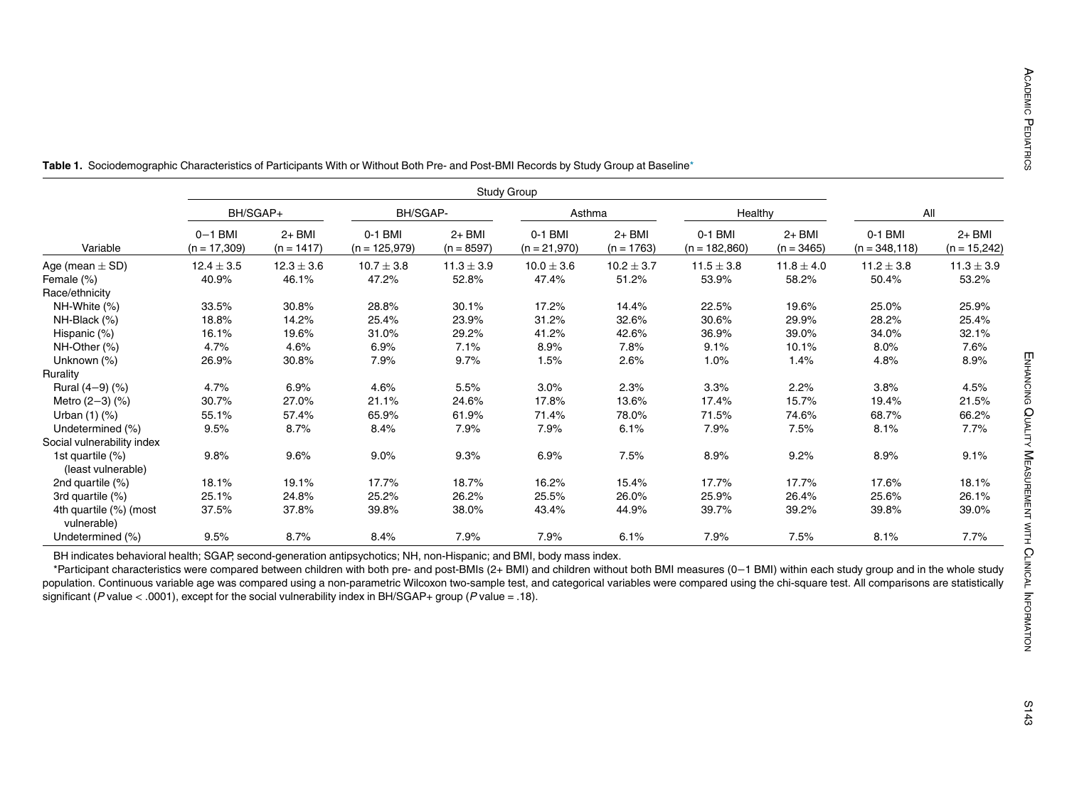**Table 1.** Sociodemographic Characteristics of Participants With or Without Both Pre- and Post-BMI Records by Study Group at Baseline*

| | Study Group | | | | | | | | | |
|---|---|---|---|---|---|---|---|---|---|---|
| | BH/SGAP+ | | BH/SGAP- | | Asthma | | Healthy | | All | |
| Variable | 0−1 BMI (n = 17,309) | 2+ BMI (n = 1417) | 0-1 BMI (n = 125,979) | 2+ BMI (n = 8597) | 0-1 BMI (n = 21,970) | 2+ BMI (n = 1763) | 0-1 BMI (n = 182,860) | 2+ BMI (n = 3465) | 0-1 BMI (n = 348,118) | 2+ BMI (n = 15,242) |
| Age (mean ± SD) | 12.4 ± 3.5 | 12.3 ± 3.6 | 10.7 ± 3.8 | 11.3 ± 3.9 | 10.0 ± 3.6 | 10.2 ± 3.7 | 11.5 ± 3.8 | 11.8 ± 4.0 | 11.2 ± 3.8 | 11.3 ± 3.9 |
| Female (%) | 40.9% | 46.1% | 47.2% | 52.8% | 47.4% | 51.2% | 53.9% | 58.2% | 50.4% | 53.2% |
| Race/ethnicity | | | | | | | | | | |
| NH-White (%) | 33.5% | 30.8% | 28.8% | 30.1% | 17.2% | 14.4% | 22.5% | 19.6% | 25.0% | 25.9% |
| NH-Black (%) | 18.8% | 14.2% | 25.4% | 23.9% | 31.2% | 32.6% | 30.6% | 29.9% | 28.2% | 25.4% |
| Hispanic (%) | 16.1% | 19.6% | 31.0% | 29.2% | 41.2% | 42.6% | 36.9% | 39.0% | 34.0% | 32.1% |
| NH-Other (%) | 4.7% | 4.6% | 6.9% | 7.1% | 8.9% | 7.8% | 9.1% | 10.1% | 8.0% | 7.6% |
| Unknown (%) | 26.9% | 30.8% | 7.9% | 9.7% | 1.5% | 2.6% | 1.0% | 1.4% | 4.8% | 8.9% |
| Rurality | | | | | | | | | | |
| Rural (4−9) (%) | 4.7% | 6.9% | 4.6% | 5.5% | 3.0% | 2.3% | 3.3% | 2.2% | 3.8% | 4.5% |
| Metro (2−3) (%) | 30.7% | 27.0% | 21.1% | 24.6% | 17.8% | 13.6% | 17.4% | 15.7% | 19.4% | 21.5% |
| Urban (1) (%) | 55.1% | 57.4% | 65.9% | 61.9% | 71.4% | 78.0% | 71.5% | 74.6% | 68.7% | 66.2% |
| Undetermined (%) | 9.5% | 8.7% | 8.4% | 7.9% | 7.9% | 6.1% | 7.9% | 7.5% | 8.1% | 7.7% |
| Social vulnerability index | | | | | | | | | | |
| 1st quartile (%) (least vulnerable) | 9.8% | 9.6% | 9.0% | 9.3% | 6.9% | 7.5% | 8.9% | 9.2% | 8.9% | 9.1% |
| 2nd quartile (%) | 18.1% | 19.1% | 17.7% | 18.7% | 16.2% | 15.4% | 17.7% | 17.7% | 17.6% | 18.1% |
| 3rd quartile (%) | 25.1% | 24.8% | 25.2% | 26.2% | 25.5% | 26.0% | 25.9% | 26.4% | 25.6% | 26.1% |
| 4th quartile (%) (most vulnerable) | 37.5% | 37.8% | 39.8% | 38.0% | 43.4% | 44.9% | 39.7% | 39.2% | 39.8% | 39.0% |
| Undetermined (%) | 9.5% | 8.7% | 8.4% | 7.9% | 7.9% | 6.1% | 7.9% | 7.5% | 8.1% | 7.7% |

BH indicates behavioral health; SGAP, second-generation antipsychotics; NH, non-Hispanic; and BMI, body mass index.

*Participant characteristics were compared between children with both pre- and post-BMIs (2+ BMI) and children without both BMI measures (0−1 BMI) within each study group and in the whole study population. Continuous variable age was compared using a non-parametric Wilcoxon two-sample test, and categorical variables were compared using the chi-square test. All comparisons are statistically significant ($P$ value < .0001), except for the social vulnerability index in BH/SGAP+ group ($P$ value = .18).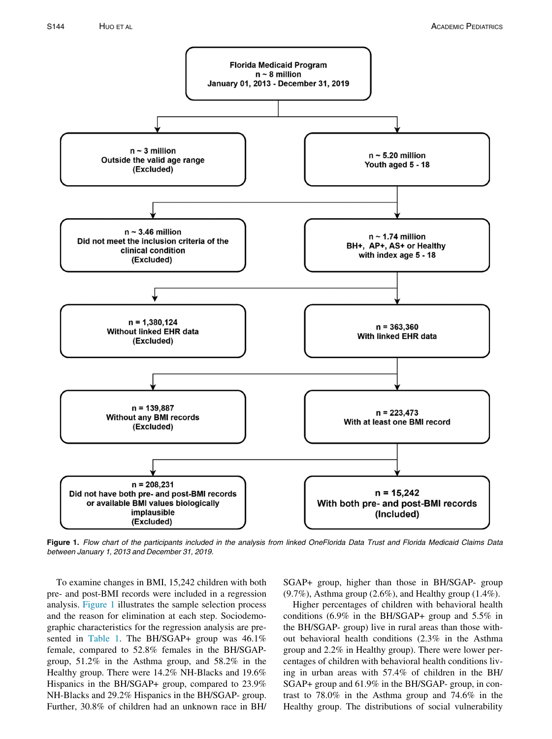Florida Medicaid Program
n ~ 8 million
January 01, 2013 - December 31, 2019

n ~ 3 million
Outside the valid age range
(Excluded)

n ~ 5.20 million
Youth aged 5 - 18

n ~ 3.46 million
Did not meet the inclusion criteria of the clinical condition
(Excluded)

n ~ 1.74 million
BH+, AP+, AS+ or Healthy
with index age 5 - 18

n = 1,380,124
Without linked EHR data
(Excluded)

n = 363,360
With linked EHR data

n = 139,887
Without any BMI records
(Excluded)

n = 223,473
With at least one BMI record

n = 208,231
Did not have both pre- and post-BMI records or available BMI values biologically implausible
(Excluded)

n = 15,242
With both pre- and post-BMI records
(Included)

**Figure 1.** *Flow chart of the participants included in the analysis from linked OneFlorida Data Trust and Florida Medicaid Claims Data between January 1, 2013 and December 31, 2019.*

To examine changes in BMI, 15,242 children with both pre- and post-BMI records were included in a regression analysis. Figure 1 illustrates the sample selection process and the reason for elimination at each step. Sociodemographic characteristics for the regression analysis are presented in Table 1. The BH/SGAP+ group was 46.1% female, compared to 52.8% females in the BH/SGAP- group, 51.2% in the Asthma group, and 58.2% in the Healthy group. There were 14.2% NH-Blacks and 19.6% Hispanics in the BH/SGAP+ group, compared to 23.9% NH-Blacks and 29.2% Hispanics in the BH/SGAP- group. Further, 30.8% of children had an unknown race in BH/SGAP+ group, higher than those in BH/SGAP- group (9.7%), Asthma group (2.6%), and Healthy group (1.4%).

Higher percentages of children with behavioral health conditions (6.9% in the BH/SGAP+ group and 5.5% in the BH/SGAP- group) live in rural areas than those without behavioral health conditions (2.3% in the Asthma group and 2.2% in Healthy group). There were lower percentages of children with behavioral health conditions living in urban areas with 57.4% of children in the BH/SGAP+ group and 61.9% in the BH/SGAP- group, in contrast to 78.0% in the Asthma group and 74.6% in the Healthy group. The distributions of social vulnerability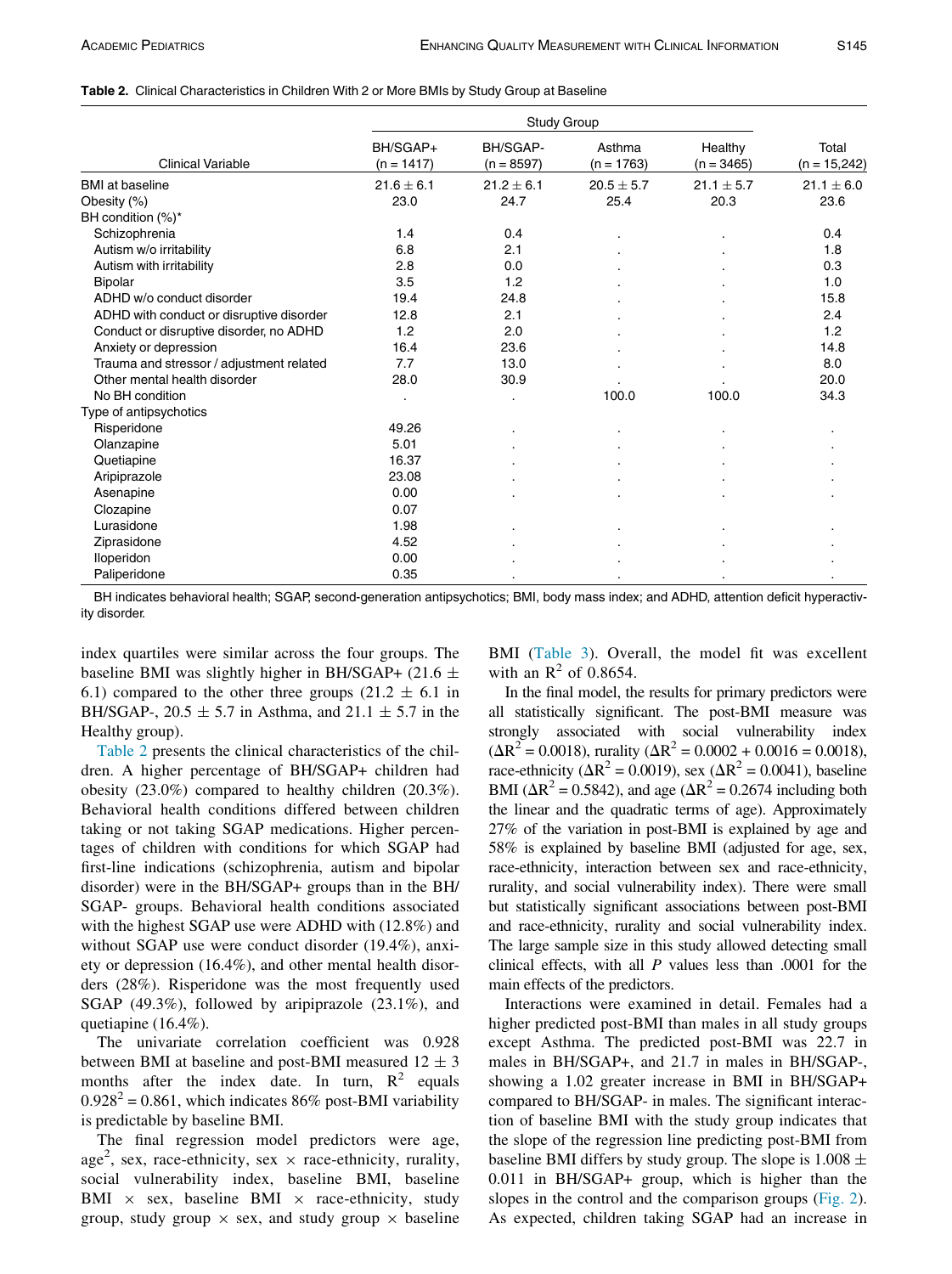**Table 2.** Clinical Characteristics in Children With 2 or More BMIs by Study Group at Baseline

| | Study Group | | | | |
|---|---|---|---|---|---|
| Clinical Variable | BH/SGAP+ (n = 1417) | BH/SGAP- (n = 8597) | Asthma (n = 1763) | Healthy (n = 3465) | Total (n = 15,242) |
| BMI at baseline | 21.6 ± 6.1 | 21.2 ± 6.1 | 20.5 ± 5.7 | 21.1 ± 5.7 | 21.1 ± 6.0 |
| Obesity (%) | 23.0 | 24.7 | 25.4 | 20.3 | 23.6 |
| BH condition (%)* | | | | | |
| Schizophrenia | 1.4 | 0.4 | . | . | 0.4 |
| Autism w/o irritability | 6.8 | 2.1 | . | . | 1.8 |
| Autism with irritability | 2.8 | 0.0 | . | . | 0.3 |
| Bipolar | 3.5 | 1.2 | . | . | 1.0 |
| ADHD w/o conduct disorder | 19.4 | 24.8 | . | . | 15.8 |
| ADHD with conduct or disruptive disorder | 12.8 | 2.1 | . | . | 2.4 |
| Conduct or disruptive disorder, no ADHD | 1.2 | 2.0 | . | . | 1.2 |
| Anxiety or depression | 16.4 | 23.6 | . | . | 14.8 |
| Trauma and stressor / adjustment related | 7.7 | 13.0 | . | . | 8.0 |
| Other mental health disorder | 28.0 | 30.9 | . | . | 20.0 |
| No BH condition | . | . | 100.0 | 100.0 | 34.3 |
| Type of antipsychotics | | | | | |
| Risperidone | 49.26 | . | . | . | . |
| Olanzapine | 5.01 | . | . | . | . |
| Quetiapine | 16.37 | . | . | . | . |
| Aripiprazole | 23.08 | . | . | . | . |
| Asenapine | 0.00 | . | . | . | . |
| Clozapine | 0.07 | | | | |
| Lurasidone | 1.98 | . | . | . | . |
| Ziprasidone | 4.52 | . | . | . | . |
| Iloperidon | 0.00 | . | . | . | . |
| Paliperidone | 0.35 | . | . | . | . |

BH indicates behavioral health; SGAP, second-generation antipsychotics; BMI, body mass index; and ADHD, attention deficit hyperactivity disorder.

index quartiles were similar across the four groups. The baseline BMI was slightly higher in BH/SGAP+ (21.6 ± 6.1) compared to the other three groups (21.2 ± 6.1 in BH/SGAP-, 20.5 ± 5.7 in Asthma, and 21.1 ± 5.7 in the Healthy group).

Table 2 presents the clinical characteristics of the children. A higher percentage of BH/SGAP+ children had obesity (23.0%) compared to healthy children (20.3%). Behavioral health conditions differed between children taking or not taking SGAP medications. Higher percentages of children with conditions for which SGAP had first-line indications (schizophrenia, autism and bipolar disorder) were in the BH/SGAP+ groups than in the BH/SGAP- groups. Behavioral health conditions associated with the highest SGAP use were ADHD with (12.8%) and without SGAP use were conduct disorder (19.4%), anxiety or depression (16.4%), and other mental health disorders (28%). Risperidone was the most frequently used SGAP (49.3%), followed by aripiprazole (23.1%), and quetiapine (16.4%).

The univariate correlation coefficient was 0.928 between BMI at baseline and post-BMI measured 12 ± 3 months after the index date. In turn, $R^2$ equals $0.928^2 = 0.861$, which indicates 86% post-BMI variability is predictable by baseline BMI.

The final regression model predictors were age, age$^2$, sex, race-ethnicity, sex × race-ethnicity, rurality, social vulnerability index, baseline BMI, baseline BMI × sex, baseline BMI × race-ethnicity, study group, study group × sex, and study group × baseline BMI (Table 3). Overall, the model fit was excellent with an $R^2$ of 0.8654.

In the final model, the results for primary predictors were all statistically significant. The post-BMI measure was strongly associated with social vulnerability index ($\Delta R^2 = 0.0018$), rurality ($\Delta R^2 = 0.0002 + 0.0016 = 0.0018$), race-ethnicity ($\Delta R^2 = 0.0019$), sex ($\Delta R^2 = 0.0041$), baseline BMI ($\Delta R^2 = 0.5842$), and age ($\Delta R^2 = 0.2674$ including both the linear and the quadratic terms of age). Approximately 27% of the variation in post-BMI is explained by age and 58% is explained by baseline BMI (adjusted for age, sex, race-ethnicity, interaction between sex and race-ethnicity, rurality, and social vulnerability index). There were small but statistically significant associations between post-BMI and race-ethnicity, rurality and social vulnerability index. The large sample size in this study allowed detecting small clinical effects, with all $P$ values less than .0001 for the main effects of the predictors.

Interactions were examined in detail. Females had a higher predicted post-BMI than males in all study groups except Asthma. The predicted post-BMI was 22.7 in males in BH/SGAP+, and 21.7 in males in BH/SGAP-, showing a 1.02 greater increase in BMI in BH/SGAP+ compared to BH/SGAP- in males. The significant interaction of baseline BMI with the study group indicates that the slope of the regression line predicting post-BMI from baseline BMI differs by study group. The slope is 1.008 ± 0.011 in BH/SGAP+ group, which is higher than the slopes in the control and the comparison groups (Fig. 2). As expected, children taking SGAP had an increase in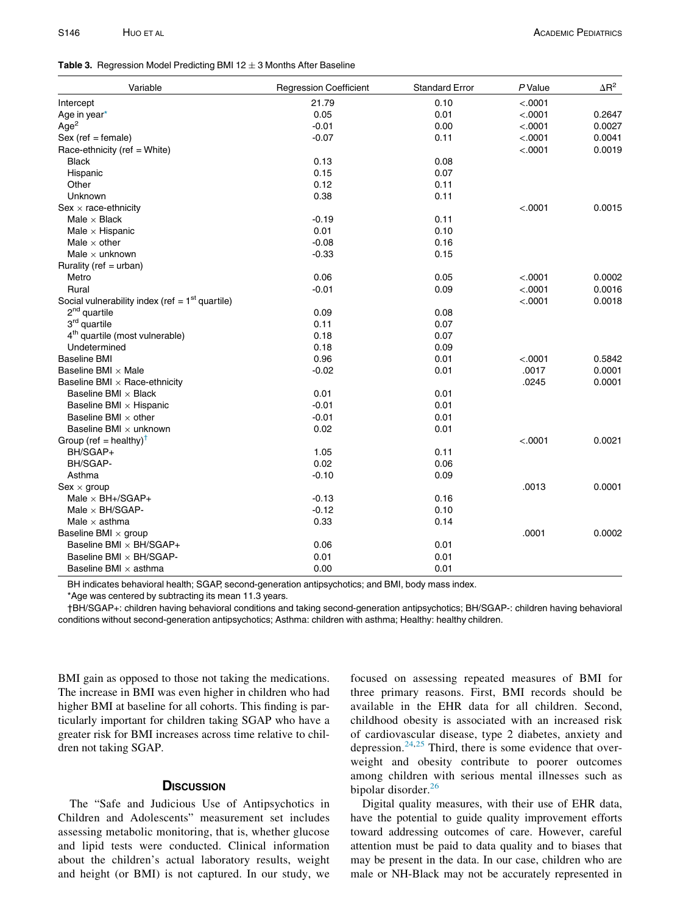**Table 3.** Regression Model Predicting BMI 12 ± 3 Months After Baseline

| Variable | Regression Coefficient | Standard Error | P Value | $\Delta R^2$ |
|---|---|---|---|---|
| Intercept | 21.79 | 0.10 | <.0001 | |
| Age in year* | 0.05 | 0.01 | <.0001 | 0.2647 |
| Age$^2$ | -0.01 | 0.00 | <.0001 | 0.0027 |
| Sex (ref = female) | -0.07 | 0.11 | <.0001 | 0.0041 |
| Race-ethnicity (ref = White) | | | <.0001 | 0.0019 |
| Black | 0.13 | 0.08 | | |
| Hispanic | 0.15 | 0.07 | | |
| Other | 0.12 | 0.11 | | |
| Unknown | 0.38 | 0.11 | | |
| Sex × race-ethnicity | | | <.0001 | 0.0015 |
| Male × Black | -0.19 | 0.11 | | |
| Male × Hispanic | 0.01 | 0.10 | | |
| Male × other | -0.08 | 0.16 | | |
| Male × unknown | -0.33 | 0.15 | | |
| Rurality (ref = urban) | | | | |
| Metro | 0.06 | 0.05 | <.0001 | 0.0002 |
| Rural | -0.01 | 0.09 | <.0001 | 0.0016 |
| Social vulnerability index (ref = 1st quartile) | | | <.0001 | 0.0018 |
| 2nd quartile | 0.09 | 0.08 | | |
| 3rd quartile | 0.11 | 0.07 | | |
| 4th quartile (most vulnerable) | 0.18 | 0.07 | | |
| Undetermined | 0.18 | 0.09 | | |
| Baseline BMI | 0.96 | 0.01 | <.0001 | 0.5842 |
| Baseline BMI × Male | -0.02 | 0.01 | .0017 | 0.0001 |
| Baseline BMI × Race-ethnicity | | | .0245 | 0.0001 |
| Baseline BMI × Black | 0.01 | 0.01 | | |
| Baseline BMI × Hispanic | -0.01 | 0.01 | | |
| Baseline BMI × other | -0.01 | 0.01 | | |
| Baseline BMI × unknown | 0.02 | 0.01 | | |
| Group (ref = healthy)† | | | <.0001 | 0.0021 |
| BH/SGAP+ | 1.05 | 0.11 | | |
| BH/SGAP- | 0.02 | 0.06 | | |
| Asthma | -0.10 | 0.09 | | |
| Sex × group | | | .0013 | 0.0001 |
| Male × BH+/SGAP+ | -0.13 | 0.16 | | |
| Male × BH/SGAP- | -0.12 | 0.10 | | |
| Male × asthma | 0.33 | 0.14 | | |
| Baseline BMI × group | | | .0001 | 0.0002 |
| Baseline BMI × BH/SGAP+ | 0.06 | 0.01 | | |
| Baseline BMI × BH/SGAP- | 0.01 | 0.01 | | |
| Baseline BMI × asthma | 0.00 | 0.01 | | |

BH indicates behavioral health; SGAP, second-generation antipsychotics; and BMI, body mass index.

*Age was centered by subtracting its mean 11.3 years.

†BH/SGAP+: children having behavioral conditions and taking second-generation antipsychotics; BH/SGAP-: children having behavioral conditions without second-generation antipsychotics; Asthma: children with asthma; Healthy: healthy children.

BMI gain as opposed to those not taking the medications. The increase in BMI was even higher in children who had higher BMI at baseline for all cohorts. This finding is particularly important for children taking SGAP who have a greater risk for BMI increases across time relative to children not taking SGAP.

## Discussion

The "Safe and Judicious Use of Antipsychotics in Children and Adolescents" measurement set includes assessing metabolic monitoring, that is, whether glucose and lipid tests were conducted. Clinical information about the children's actual laboratory results, weight and height (or BMI) is not captured. In our study, we focused on assessing repeated measures of BMI for three primary reasons. First, BMI records should be available in the EHR data for all children. Second, childhood obesity is associated with an increased risk of cardiovascular disease, type 2 diabetes, anxiety and depression.[24,25] Third, there is some evidence that overweight and obesity contribute to poorer outcomes among children with serious mental illnesses such as bipolar disorder.[26]

Digital quality measures, with their use of EHR data, have the potential to guide quality improvement efforts toward addressing outcomes of care. However, careful attention must be paid to data quality and to biases that may be present in the data. In our case, children who are male or NH-Black may not be accurately represented in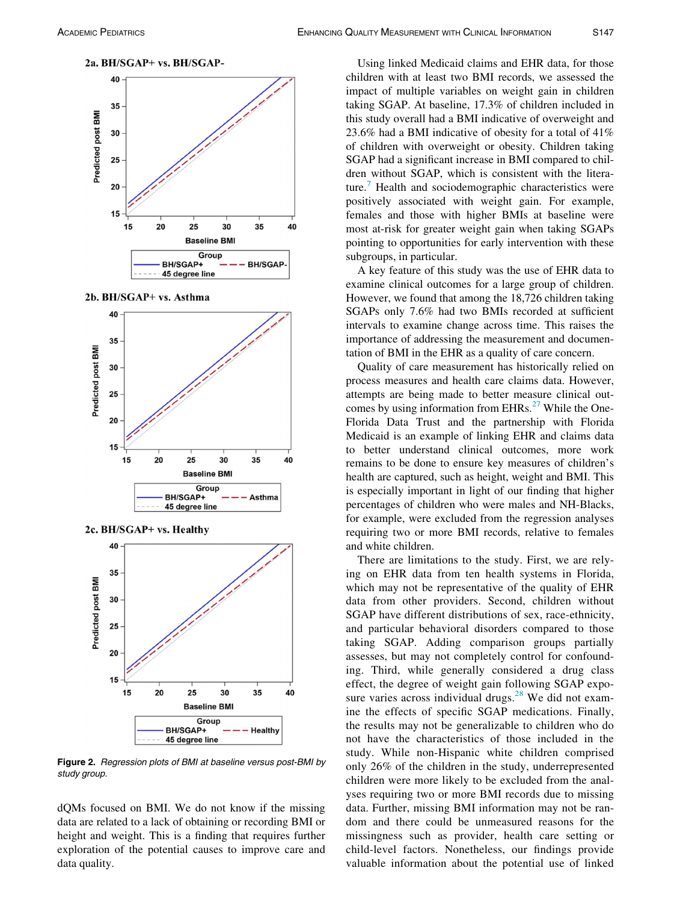2a. BH/SGAP+ vs. BH/SGAP-

2b. BH/SGAP+ vs. Asthma

2c. BH/SGAP+ vs. Healthy

**Figure 2.** *Regression plots of BMI at baseline versus post-BMI by study group.*

dQMs focused on BMI. We do not know if the missing data are related to a lack of obtaining or recording BMI or height and weight. This is a finding that requires further exploration of the potential causes to improve care and data quality.

Using linked Medicaid claims and EHR data, for those children with at least two BMI records, we assessed the impact of multiple variables on weight gain in children taking SGAP. At baseline, 17.3% of children included in this study overall had a BMI indicative of overweight and 23.6% had a BMI indicative of obesity for a total of 41% of children with overweight or obesity. Children taking SGAP had a significant increase in BMI compared to children without SGAP, which is consistent with the literature.[7] Health and sociodemographic characteristics were positively associated with weight gain. For example, females and those with higher BMIs at baseline were most at-risk for greater weight gain when taking SGAPs pointing to opportunities for early intervention with these subgroups, in particular.

A key feature of this study was the use of EHR data to examine clinical outcomes for a large group of children. However, we found that among the 18,726 children taking SGAPs only 7.6% had two BMIs recorded at sufficient intervals to examine change across time. This raises the importance of addressing the measurement and documentation of BMI in the EHR as a quality of care concern.

Quality of care measurement has historically relied on process measures and health care claims data. However, attempts are being made to better measure clinical outcomes by using information from EHRs.[27] While the OneFlorida Data Trust and the partnership with Florida Medicaid is an example of linking EHR and claims data to better understand clinical outcomes, more work remains to be done to ensure key measures of children's health are captured, such as height, weight and BMI. This is especially important in light of our finding that higher percentages of children who were males and NH-Blacks, for example, were excluded from the regression analyses requiring two or more BMI records, relative to females and white children.

There are limitations to the study. First, we are relying on EHR data from ten health systems in Florida, which may not be representative of the quality of EHR data from other providers. Second, children without SGAP have different distributions of sex, race-ethnicity, and particular behavioral disorders compared to those taking SGAP. Adding comparison groups partially assesses, but may not completely control for confounding. Third, while generally considered a drug class effect, the degree of weight gain following SGAP exposure varies across individual drugs.[28] We did not examine the effects of specific SGAP medications. Finally, the results may not be generalizable to children who do not have the characteristics of those included in the study. While non-Hispanic white children comprised only 26% of the children in the study, underrepresented children were more likely to be excluded from the analyses requiring two or more BMI records due to missing data. Further, missing BMI information may not be random and there could be unmeasured reasons for the missingness such as provider, health care setting or child-level factors. Nonetheless, our findings provide valuable information about the potential use of linked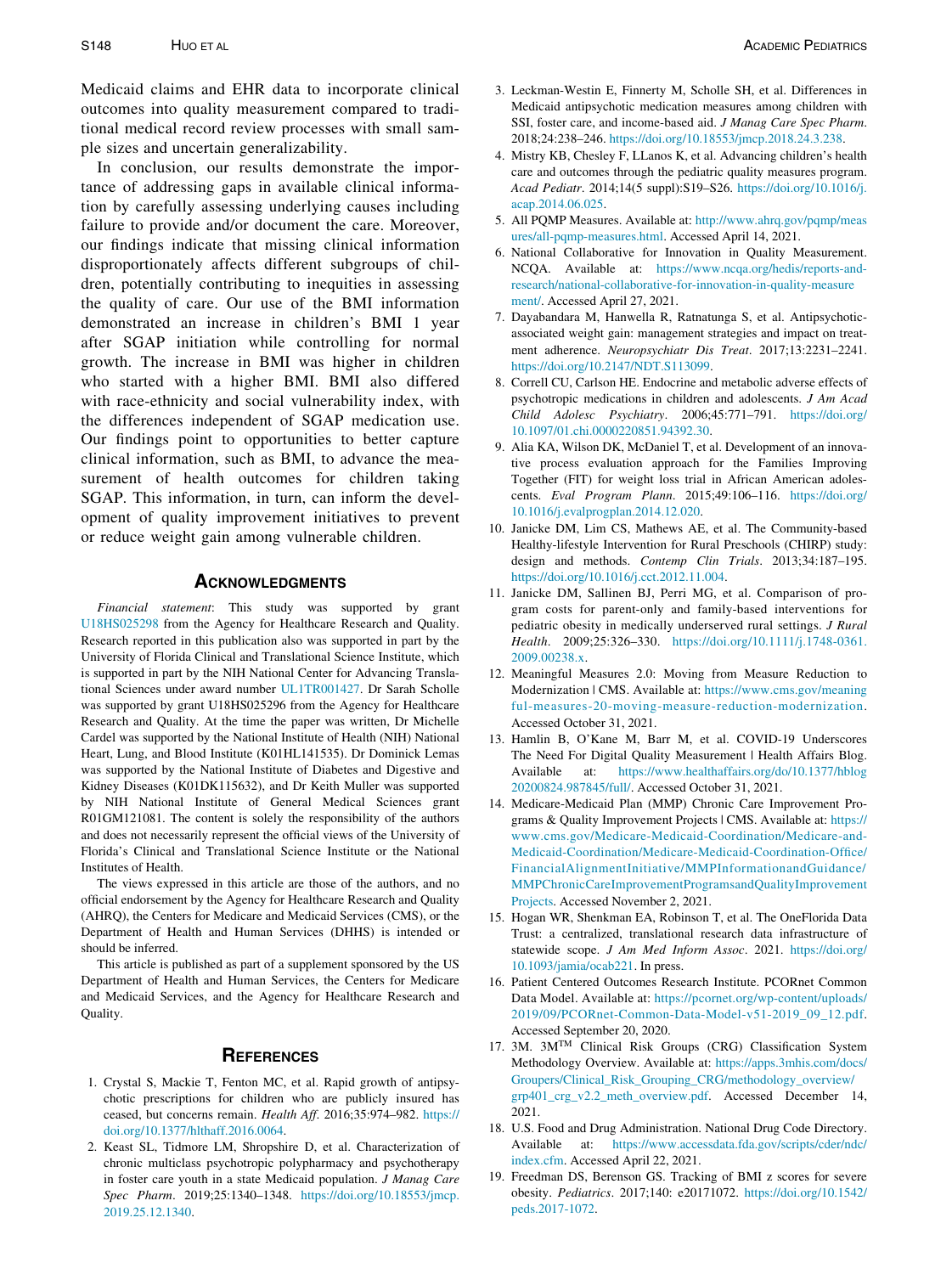Medicaid claims and EHR data to incorporate clinical outcomes into quality measurement compared to traditional medical record review processes with small sample sizes and uncertain generalizability.

In conclusion, our results demonstrate the importance of addressing gaps in available clinical information by carefully assessing underlying causes including failure to provide and/or document the care. Moreover, our findings indicate that missing clinical information disproportionately affects different subgroups of children, potentially contributing to inequities in assessing the quality of care. Our use of the BMI information demonstrated an increase in children's BMI 1 year after SGAP initiation while controlling for normal growth. The increase in BMI was higher in children who started with a higher BMI. BMI also differed with race-ethnicity and social vulnerability index, with the differences independent of SGAP medication use. Our findings point to opportunities to better capture clinical information, such as BMI, to advance the measurement of health outcomes for children taking SGAP. This information, in turn, can inform the development of quality improvement initiatives to prevent or reduce weight gain among vulnerable children.

## Acknowledgments

*Financial statement*: This study was supported by grant U18HS025298 from the Agency for Healthcare Research and Quality. Research reported in this publication also was supported in part by the University of Florida Clinical and Translational Science Institute, which is supported in part by the NIH National Center for Advancing Translational Sciences under award number UL1TR001427. Dr Sarah Scholle was supported by grant U18HS025296 from the Agency for Healthcare Research and Quality. At the time the paper was written, Dr Michelle Cardel was supported by the National Institute of Health (NIH) National Heart, Lung, and Blood Institute (K01HL141535). Dr Dominick Lemas was supported by the National Institute of Diabetes and Digestive and Kidney Diseases (K01DK115632), and Dr Keith Muller was supported by NIH National Institute of General Medical Sciences grant R01GM121081. The content is solely the responsibility of the authors and does not necessarily represent the official views of the University of Florida's Clinical and Translational Science Institute or the National Institutes of Health.

The views expressed in this article are those of the authors, and no official endorsement by the Agency for Healthcare Research and Quality (AHRQ), the Centers for Medicare and Medicaid Services (CMS), or the Department of Health and Human Services (DHHS) is intended or should be inferred.

This article is published as part of a supplement sponsored by the US Department of Health and Human Services, the Centers for Medicare and Medicaid Services, and the Agency for Healthcare Research and Quality.

## References

1. Crystal S, Mackie T, Fenton MC, et al. Rapid growth of antipsychotic prescriptions for children who are publicly insured has ceased, but concerns remain. *Health Aff*. 2016;35:974–982. https://doi.org/10.1377/hlthaff.2016.0064.
2. Keast SL, Tidmore LM, Shropshire D, et al. Characterization of chronic multiclass psychotropic polypharmacy and psychotherapy in foster care youth in a state Medicaid population. *J Manag Care Spec Pharm*. 2019;25:1340–1348. https://doi.org/10.18553/jmcp.2019.25.12.1340.
3. Leckman-Westin E, Finnerty M, Scholle SH, et al. Differences in Medicaid antipsychotic medication measures among children with SSI, foster care, and income-based aid. *J Manag Care Spec Pharm*. 2018;24:238–246. https://doi.org/10.18553/jmcp.2018.24.3.238.
4. Mistry KB, Chesley F, LLanos K, et al. Advancing children's health care and outcomes through the pediatric quality measures program. *Acad Pediatr*. 2014;14(5 suppl):S19–S26. https://doi.org/10.1016/j.acap.2014.06.025.
5. All PQMP Measures. Available at: http://www.ahrq.gov/pqmp/measures/all-pqmp-measures.html. Accessed April 14, 2021.
6. National Collaborative for Innovation in Quality Measurement. NCQA. Available at: https://www.ncqa.org/hedis/reports-and-research/national-collaborative-for-innovation-in-quality-measurement/. Accessed April 27, 2021.
7. Dayabandara M, Hanwella R, Ratnatunga S, et al. Antipsychotic-associated weight gain: management strategies and impact on treatment adherence. *Neuropsychiatr Dis Treat*. 2017;13:2231–2241. https://doi.org/10.2147/NDT.S113099.
8. Correll CU, Carlson HE. Endocrine and metabolic adverse effects of psychotropic medications in children and adolescents. *J Am Acad Child Adolesc Psychiatry*. 2006;45:771–791. https://doi.org/10.1097/01.chi.0000220851.94392.30.
9. Alia KA, Wilson DK, McDaniel T, et al. Development of an innovative process evaluation approach for the Families Improving Together (FIT) for weight loss trial in African American adolescents. *Eval Program Plann*. 2015;49:106–116. https://doi.org/10.1016/j.evalprogplan.2014.12.020.
10. Janicke DM, Lim CS, Mathews AE, et al. The Community-based Healthy-lifestyle Intervention for Rural Preschools (CHIRP) study: design and methods. *Contemp Clin Trials*. 2013;34:187–195. https://doi.org/10.1016/j.cct.2012.11.004.
11. Janicke DM, Sallinen BJ, Perri MG, et al. Comparison of program costs for parent-only and family-based interventions for pediatric obesity in medically underserved rural settings. *J Rural Health*. 2009;25:326–330. https://doi.org/10.1111/j.1748-0361.2009.00238.x.
12. Meaningful Measures 2.0: Moving from Measure Reduction to Modernization | CMS. Available at: https://www.cms.gov/meaningful-measures-20-moving-measure-reduction-modernization. Accessed October 31, 2021.
13. Hamlin B, O'Kane M, Barr M, et al. COVID-19 Underscores The Need For Digital Quality Measurement | Health Affairs Blog. Available at: https://www.healthaffairs.org/do/10.1377/hblog20200824.987845/full/. Accessed October 31, 2021.
14. Medicare-Medicaid Plan (MMP) Chronic Care Improvement Programs & Quality Improvement Projects | CMS. Available at: https://www.cms.gov/Medicare-Medicaid-Coordination/Medicare-and-Medicaid-Coordination/Medicare-Medicaid-Coordination-Office/FinancialAlignmentInitiative/MMPInformationandGuidance/MMPChronicCareImprovementProgramsandQualityImprovementProjects. Accessed November 2, 2021.
15. Hogan WR, Shenkman EA, Robinson T, et al. The OneFlorida Data Trust: a centralized, translational research data infrastructure of statewide scope. *J Am Med Inform Assoc*. 2021. https://doi.org/10.1093/jamia/ocab221. In press.
16. Patient Centered Outcomes Research Institute. PCORnet Common Data Model. Available at: https://pcornet.org/wp-content/uploads/2019/09/PCORnet-Common-Data-Model-v51-2019_09_12.pdf. Accessed September 20, 2020.
17. 3M. 3M™ Clinical Risk Groups (CRG) Classification System Methodology Overview. Available at: https://apps.3mhis.com/docs/Groupers/Clinical_Risk_Grouping_CRG/methodology_overview/grp401_crg_v2.2_meth_overview.pdf. Accessed December 14, 2021.
18. U.S. Food and Drug Administration. National Drug Code Directory. Available at: https://www.accessdata.fda.gov/scripts/cder/ndc/index.cfm. Accessed April 22, 2021.
19. Freedman DS, Berenson GS. Tracking of BMI z scores for severe obesity. *Pediatrics*. 2017;140: e20171072. https://doi.org/10.1542/peds.2017-1072.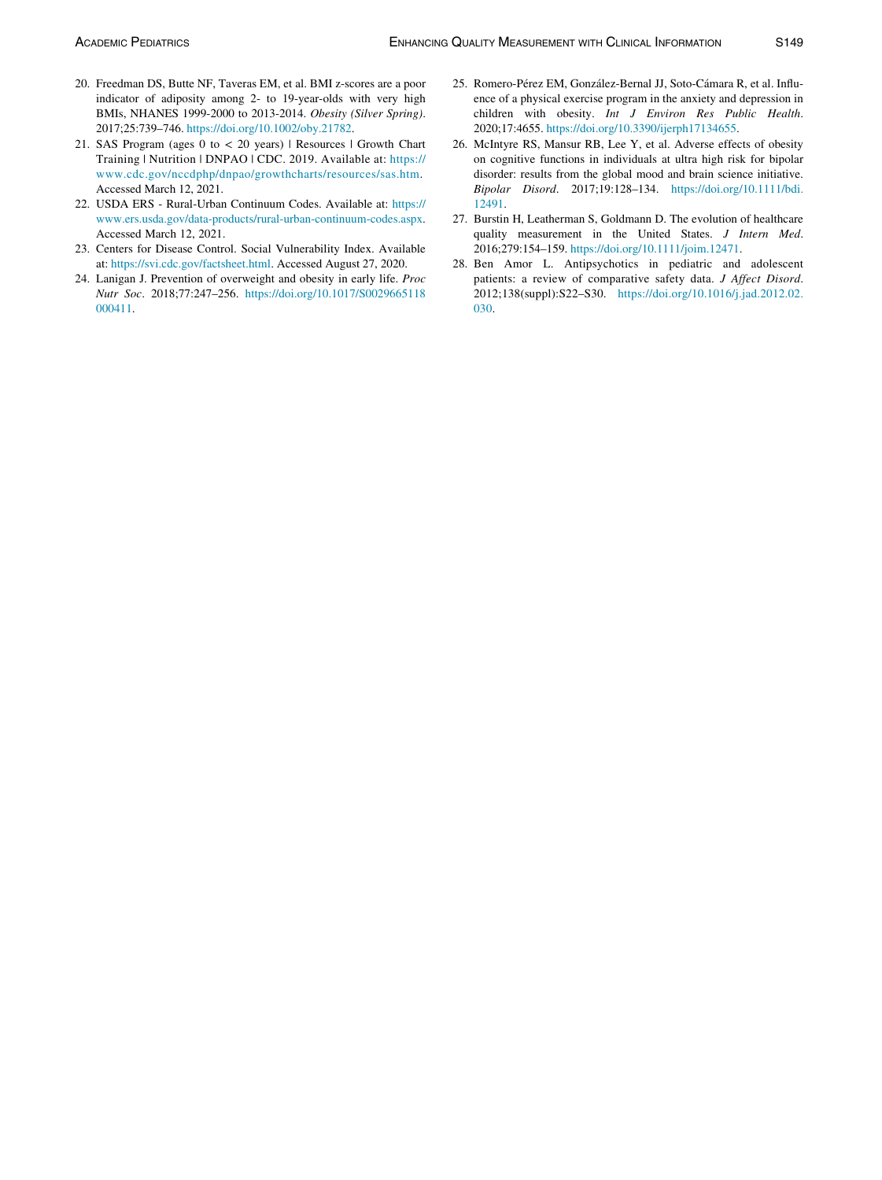20. Freedman DS, Butte NF, Taveras EM, et al. BMI z-scores are a poor indicator of adiposity among 2- to 19-year-olds with very high BMIs, NHANES 1999-2000 to 2013-2014. *Obesity (Silver Spring)*. 2017;25:739–746. https://doi.org/10.1002/oby.21782.
21. SAS Program (ages 0 to < 20 years) | Resources | Growth Chart Training | Nutrition | DNPAO | CDC. 2019. Available at: https://www.cdc.gov/nccdphp/dnpao/growthcharts/resources/sas.htm. Accessed March 12, 2021.
22. USDA ERS - Rural-Urban Continuum Codes. Available at: https://www.ers.usda.gov/data-products/rural-urban-continuum-codes.aspx. Accessed March 12, 2021.
23. Centers for Disease Control. Social Vulnerability Index. Available at: https://svi.cdc.gov/factsheet.html. Accessed August 27, 2020.
24. Lanigan J. Prevention of overweight and obesity in early life. *Proc Nutr Soc*. 2018;77:247–256. https://doi.org/10.1017/S0029665118000411.
25. Romero-Pérez EM, González-Bernal JJ, Soto-Cámara R, et al. Influence of a physical exercise program in the anxiety and depression in children with obesity. *Int J Environ Res Public Health*. 2020;17:4655. https://doi.org/10.3390/ijerph17134655.
26. McIntyre RS, Mansur RB, Lee Y, et al. Adverse effects of obesity on cognitive functions in individuals at ultra high risk for bipolar disorder: results from the global mood and brain science initiative. *Bipolar Disord*. 2017;19:128–134. https://doi.org/10.1111/bdi.12491.
27. Burstin H, Leatherman S, Goldmann D. The evolution of healthcare quality measurement in the United States. *J Intern Med*. 2016;279:154–159. https://doi.org/10.1111/joim.12471.
28. Ben Amor L. Antipsychotics in pediatric and adolescent patients: a review of comparative safety data. *J Affect Disord*. 2012;138(suppl):S22–S30. https://doi.org/10.1016/j.jad.2012.02.030.